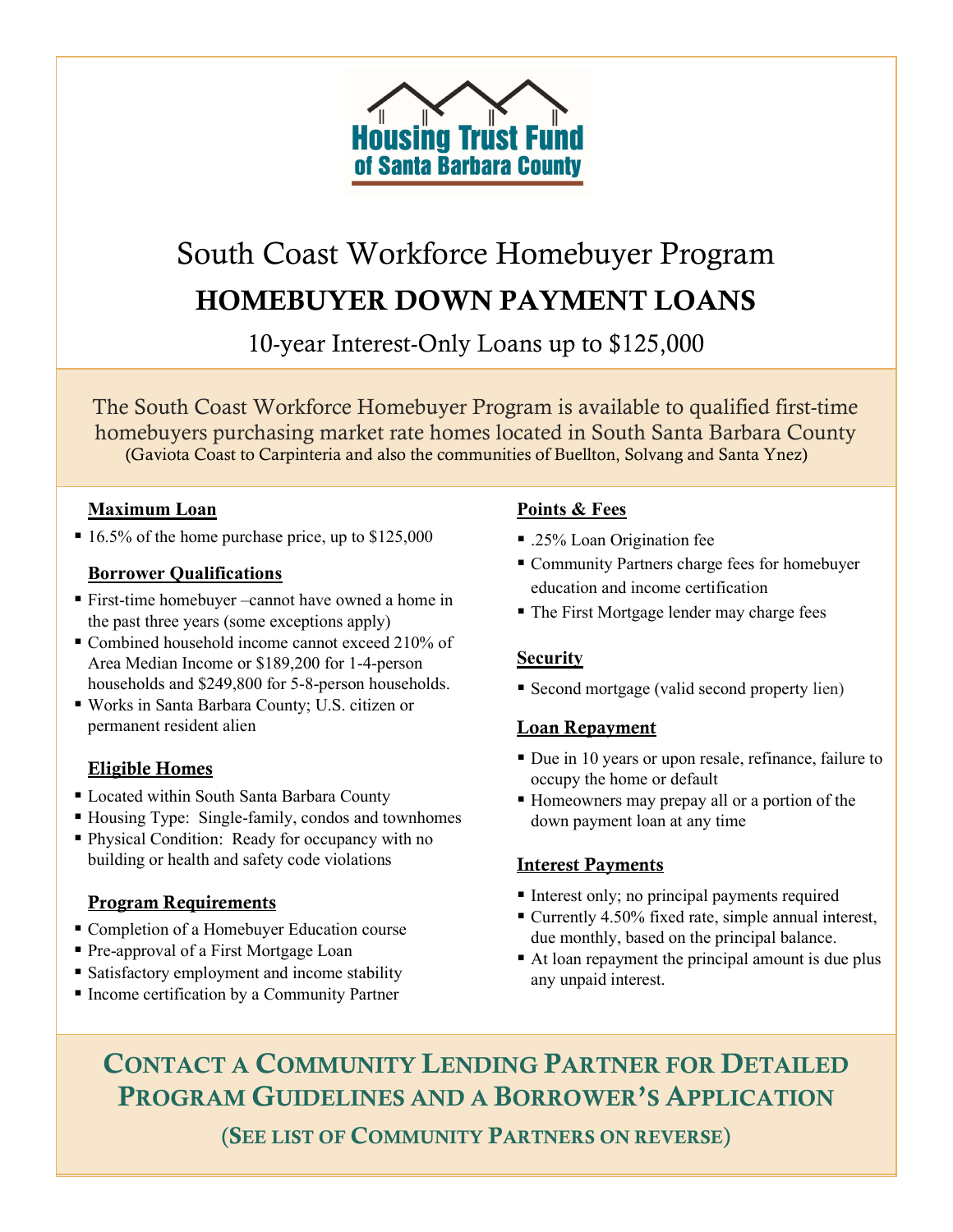Housing Trust Fund of Santa Barbara County

# South Coast Workforce Homebuyer Program

# HOMEBUYER DOWN PAYMENT LOANS

## 10-year Interest-Only Loans up to $125,000

The South Coast Workforce Homebuyer Program is available to qualified first-time homebuyers purchasing market rate homes located in South Santa Barbara County (Gaviota Coast to Carpinteria and also the communities of Buellton, Solvang and Santa Ynez)

### Maximum Loan

- 16.5% of the home purchase price, up to $125,000

### Borrower Qualifications

- First-time homebuyer –cannot have owned a home in the past three years (some exceptions apply)
- Combined household income cannot exceed 210% of Area Median Income or $189,200 for 1-4-person households and $249,800 for 5-8-person households.
- Works in Santa Barbara County; U.S. citizen or permanent resident alien

### Eligible Homes

- Located within South Santa Barbara County
- Housing Type: Single-family, condos and townhomes
- Physical Condition: Ready for occupancy with no building or health and safety code violations

### Program Requirements

- Completion of a Homebuyer Education course
- Pre-approval of a First Mortgage Loan
- Satisfactory employment and income stability
- Income certification by a Community Partner

### Points & Fees

- .25% Loan Origination fee
- Community Partners charge fees for homebuyer education and income certification
- The First Mortgage lender may charge fees

### Security

- Second mortgage (valid second property lien)

### Loan Repayment

- Due in 10 years or upon resale, refinance, failure to occupy the home or default
- Homeowners may prepay all or a portion of the down payment loan at any time

### Interest Payments

- Interest only; no principal payments required
- Currently 4.50% fixed rate, simple annual interest, due monthly, based on the principal balance.
- At loan repayment the principal amount is due plus any unpaid interest.

## Contact a Community Lending Partner for Detailed Program Guidelines and a Borrower's Application

(See list of Community Partners on reverse)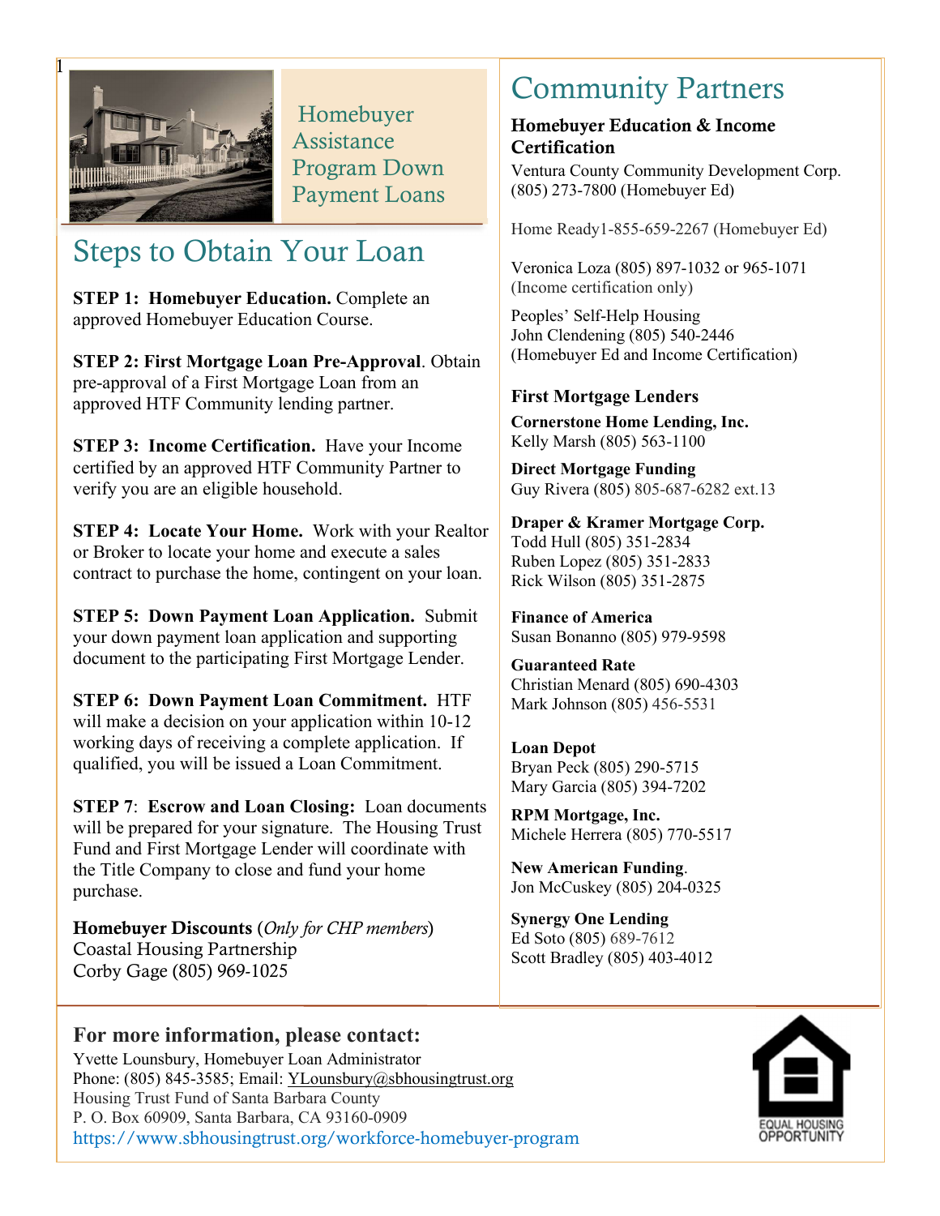Homebuyer Assistance Program Down Payment Loans

# Steps to Obtain Your Loan

**STEP 1: Homebuyer Education.** Complete an approved Homebuyer Education Course.

**STEP 2: First Mortgage Loan Pre-Approval**. Obtain pre-approval of a First Mortgage Loan from an approved HTF Community lending partner.

**STEP 3: Income Certification.** Have your Income certified by an approved HTF Community Partner to verify you are an eligible household.

**STEP 4: Locate Your Home.** Work with your Realtor or Broker to locate your home and execute a sales contract to purchase the home, contingent on your loan.

**STEP 5: Down Payment Loan Application.** Submit your down payment loan application and supporting document to the participating First Mortgage Lender.

**STEP 6: Down Payment Loan Commitment.** HTF will make a decision on your application within 10-12 working days of receiving a complete application. If qualified, you will be issued a Loan Commitment.

**STEP 7**: **Escrow and Loan Closing:** Loan documents will be prepared for your signature. The Housing Trust Fund and First Mortgage Lender will coordinate with the Title Company to close and fund your home purchase.

**Homebuyer Discounts** (*Only for CHP members*)
Coastal Housing Partnership
Corby Gage (805) 969-1025

# Community Partners

**Homebuyer Education & Income Certification**

Ventura County Community Development Corp.
(805) 273-7800 (Homebuyer Ed)

Home Ready1-855-659-2267 (Homebuyer Ed)

Veronica Loza (805) 897-1032 or 965-1071
(Income certification only)

Peoples' Self-Help Housing
John Clendening (805) 540-2446
(Homebuyer Ed and Income Certification)

**First Mortgage Lenders**

**Cornerstone Home Lending, Inc.**
Kelly Marsh (805) 563-1100

**Direct Mortgage Funding**
Guy Rivera (805) 805-687-6282 ext.13

**Draper & Kramer Mortgage Corp.**
Todd Hull (805) 351-2834
Ruben Lopez (805) 351-2833
Rick Wilson (805) 351-2875

**Finance of America**
Susan Bonanno (805) 979-9598

**Guaranteed Rate**
Christian Menard (805) 690-4303
Mark Johnson (805) 456-5531

**Loan Depot**
Bryan Peck (805) 290-5715
Mary Garcia (805) 394-7202

**RPM Mortgage, Inc.**
Michele Herrera (805) 770-5517

**New American Funding**.
Jon McCuskey (805) 204-0325

**Synergy One Lending**
Ed Soto (805) 689-7612
Scott Bradley (805) 403-4012

## For more information, please contact:

Yvette Lounsbury, Homebuyer Loan Administrator
Phone: (805) 845-3585; Email: YLounsbury@sbhousingtrust.org
Housing Trust Fund of Santa Barbara County
P. O. Box 60909, Santa Barbara, CA 93160-0909
https://www.sbhousingtrust.org/workforce-homebuyer-program

EQUAL HOUSING OPPORTUNITY